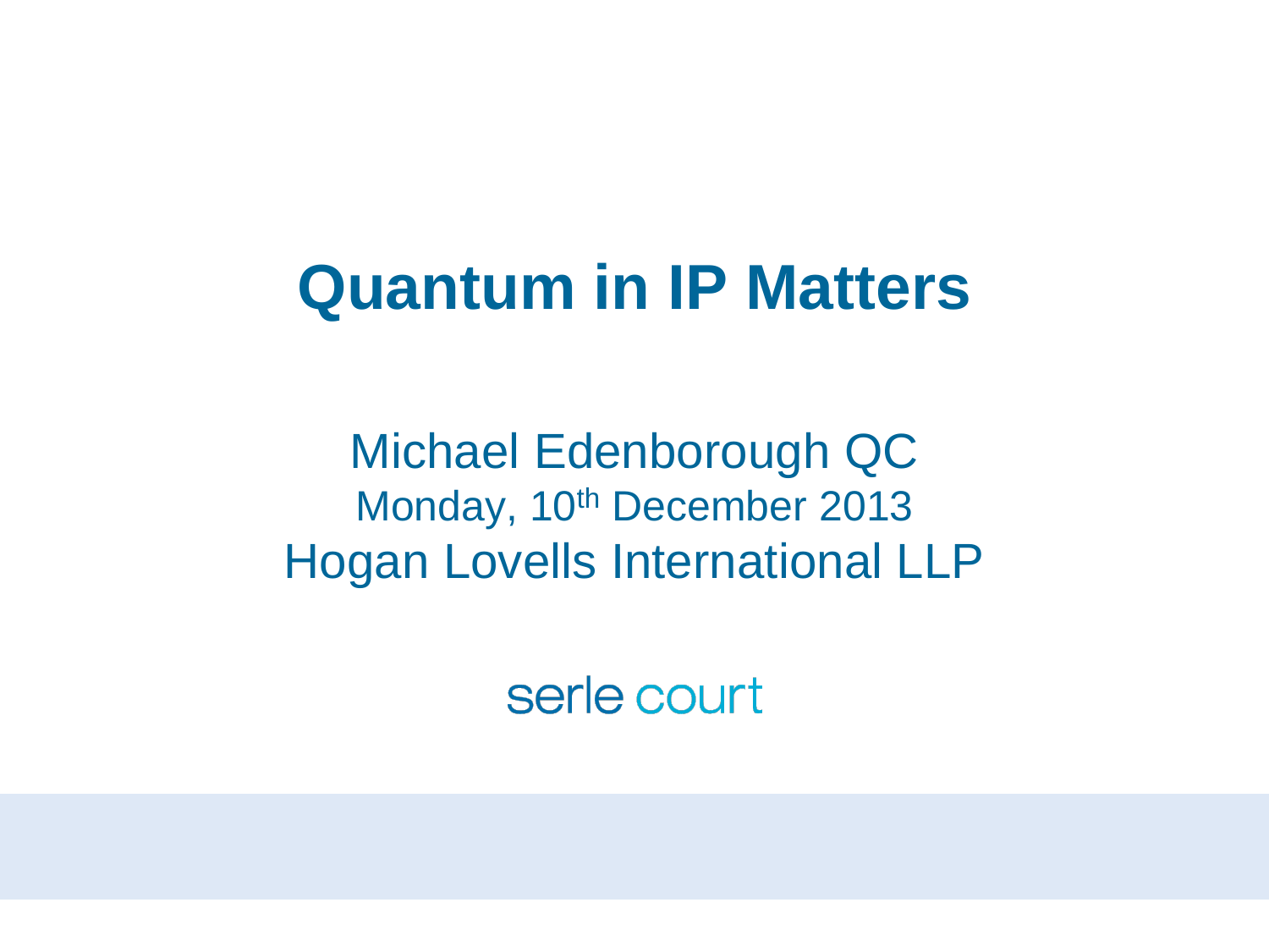# Quantum in IP Matters

Michael Edenborough QC

Monday, 10th December 2013

Hogan Lovells International LLP

serle court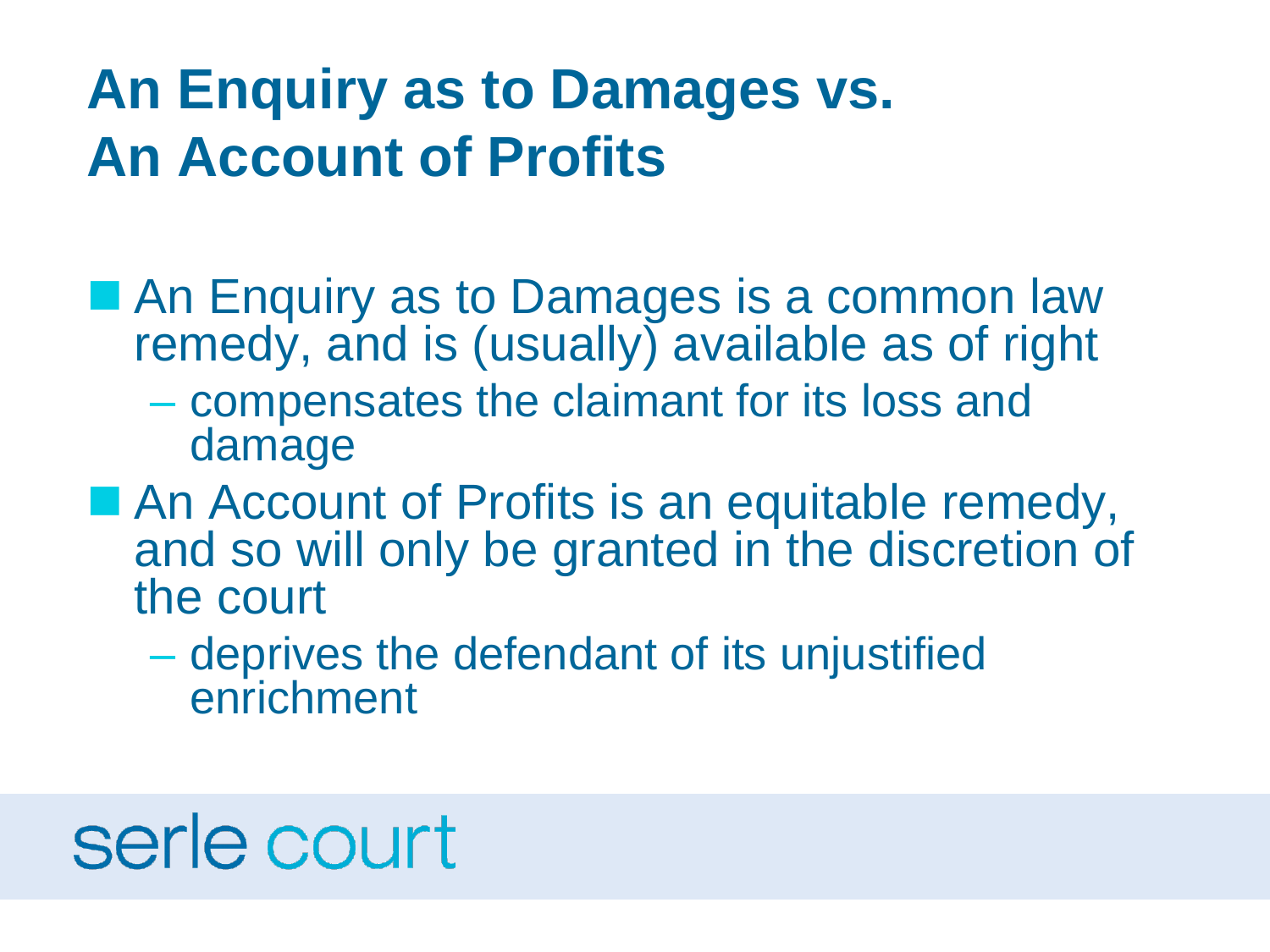# An Enquiry as to Damages vs. An Account of Profits

- An Enquiry as to Damages is a common law remedy, and is (usually) available as of right
  - compensates the claimant for its loss and damage
- An Account of Profits is an equitable remedy, and so will only be granted in the discretion of the court
  - deprives the defendant of its unjustified enrichment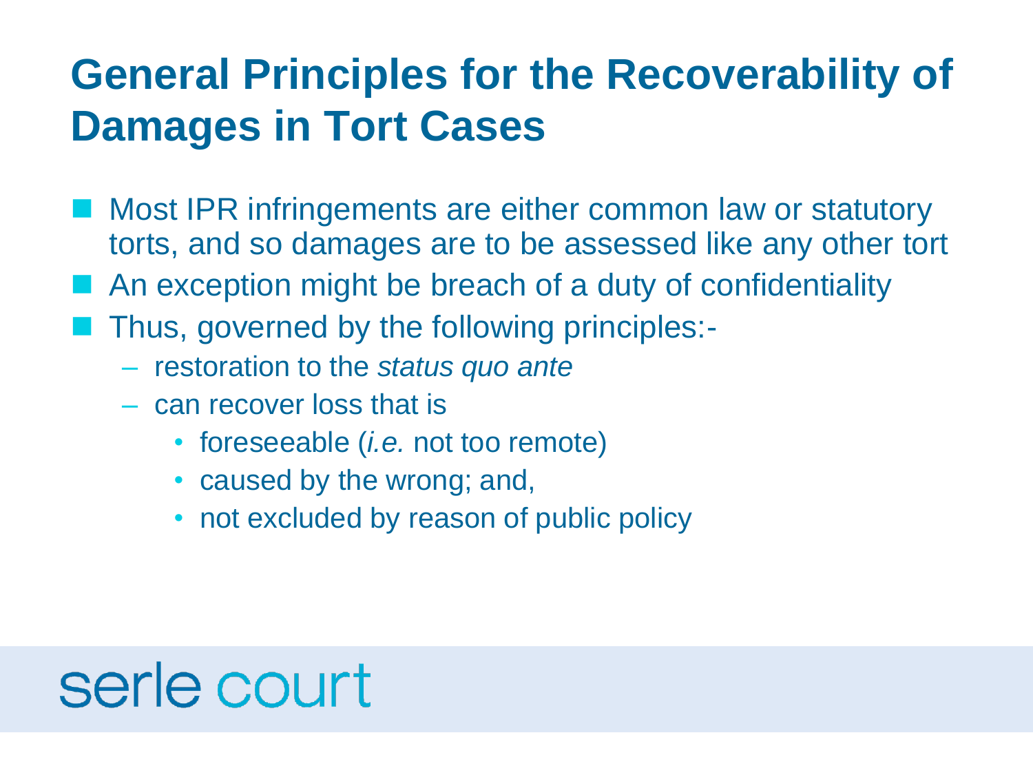# General Principles for the Recoverability of Damages in Tort Cases

- Most IPR infringements are either common law or statutory torts, and so damages are to be assessed like any other tort
- An exception might be breach of a duty of confidentiality
- Thus, governed by the following principles:-
  - restoration to the *status quo ante*
  - can recover loss that is
    - foreseeable (*i.e.* not too remote)
    - caused by the wrong; and,
    - not excluded by reason of public policy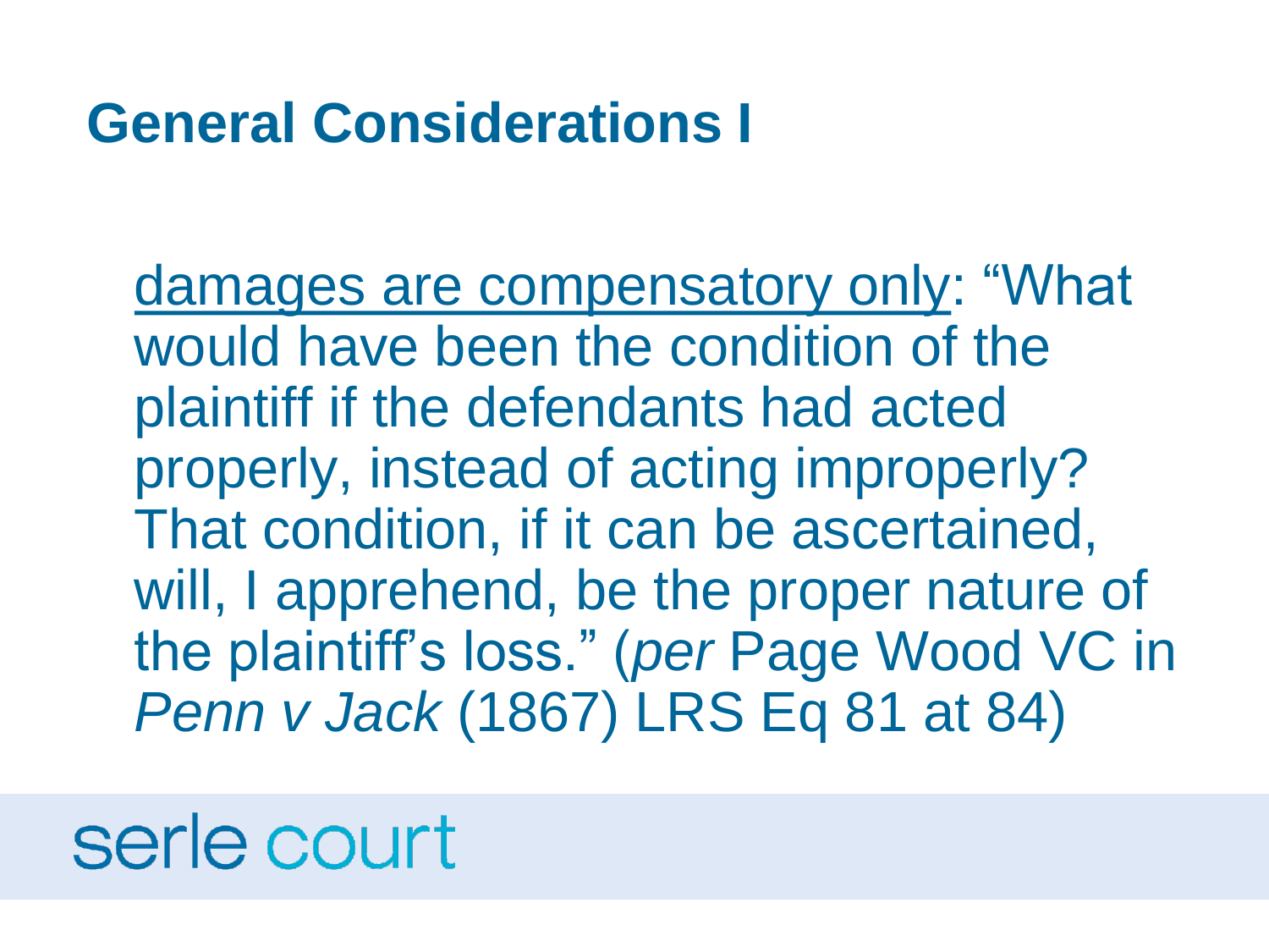# General Considerations I

<u>damages are compensatory only</u>: "What would have been the condition of the plaintiff if the defendants had acted properly, instead of acting improperly? That condition, if it can be ascertained, will, I apprehend, be the proper nature of the plaintiff's loss." (*per* Page Wood VC in *Penn v Jack* (1867) LRS Eq 81 at 84)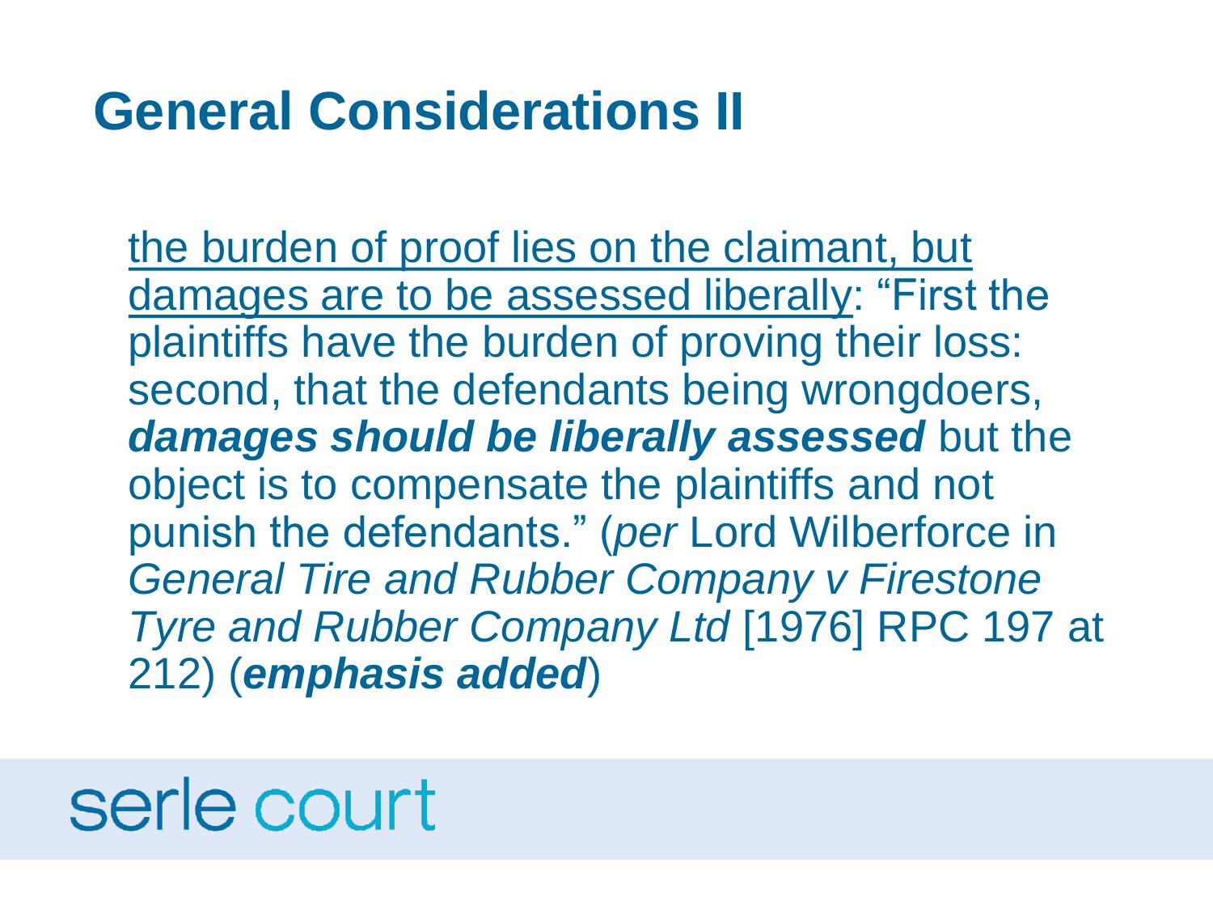# General Considerations II

<u>the burden of proof lies on the claimant, but damages are to be assessed liberally</u>: "First the plaintiffs have the burden of proving their loss: second, that the defendants being wrongdoers, ***damages should be liberally assessed*** but the object is to compensate the plaintiffs and not punish the defendants." (*per* Lord Wilberforce in *General Tire and Rubber Company v Firestone Tyre and Rubber Company Ltd* [1976] RPC 197 at 212) (***emphasis added***)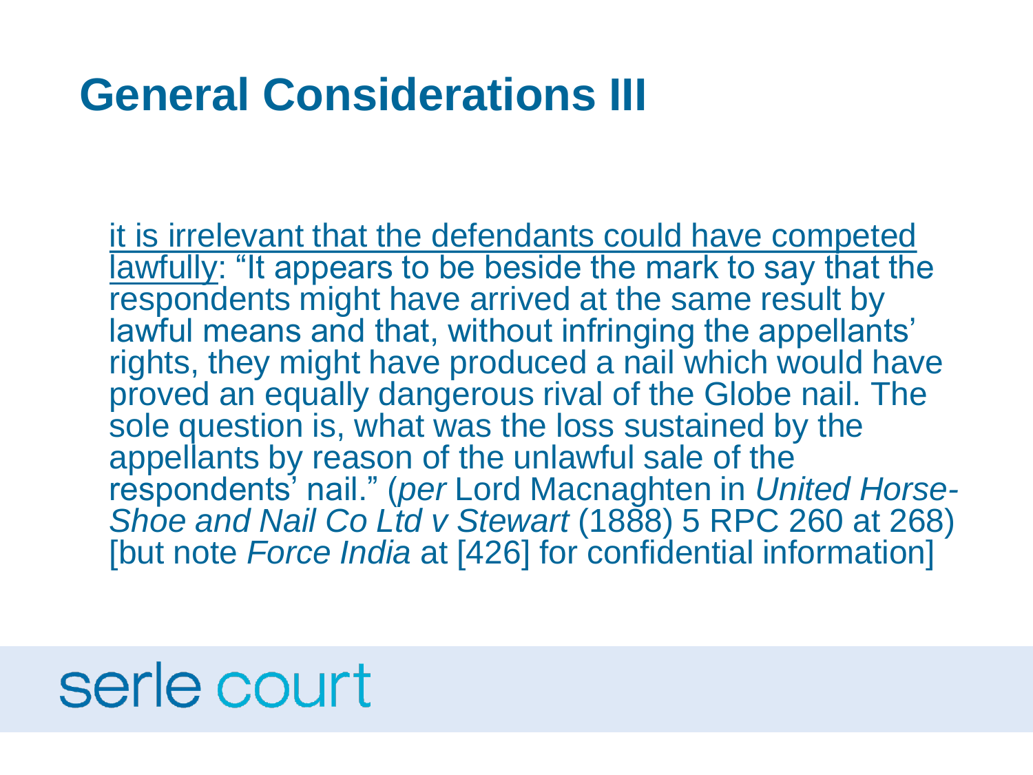# General Considerations III

<u>it is irrelevant that the defendants could have competed lawfully</u>: "It appears to be beside the mark to say that the respondents might have arrived at the same result by lawful means and that, without infringing the appellants' rights, they might have produced a nail which would have proved an equally dangerous rival of the Globe nail. The sole question is, what was the loss sustained by the appellants by reason of the unlawful sale of the respondents' nail." (*per* Lord Macnaghten in *United Horse-Shoe and Nail Co Ltd v Stewart* (1888) 5 RPC 260 at 268) [but note *Force India* at [426] for confidential information]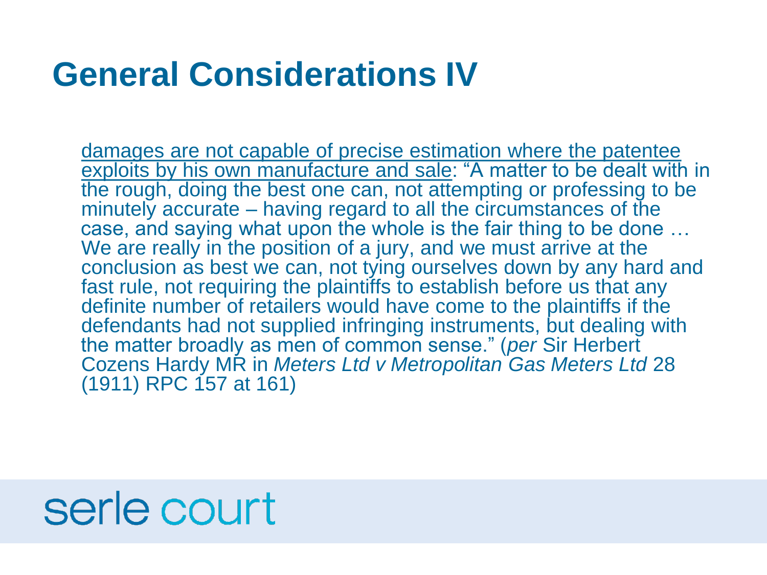# General Considerations IV

<u>damages are not capable of precise estimation where the patentee exploits by his own manufacture and sale</u>: "A matter to be dealt with in the rough, doing the best one can, not attempting or professing to be minutely accurate – having regard to all the circumstances of the case, and saying what upon the whole is the fair thing to be done … We are really in the position of a jury, and we must arrive at the conclusion as best we can, not tying ourselves down by any hard and fast rule, not requiring the plaintiffs to establish before us that any definite number of retailers would have come to the plaintiffs if the defendants had not supplied infringing instruments, but dealing with the matter broadly as men of common sense." (*per* Sir Herbert Cozens Hardy MR in *Meters Ltd v Metropolitan Gas Meters Ltd* 28 (1911) RPC 157 at 161)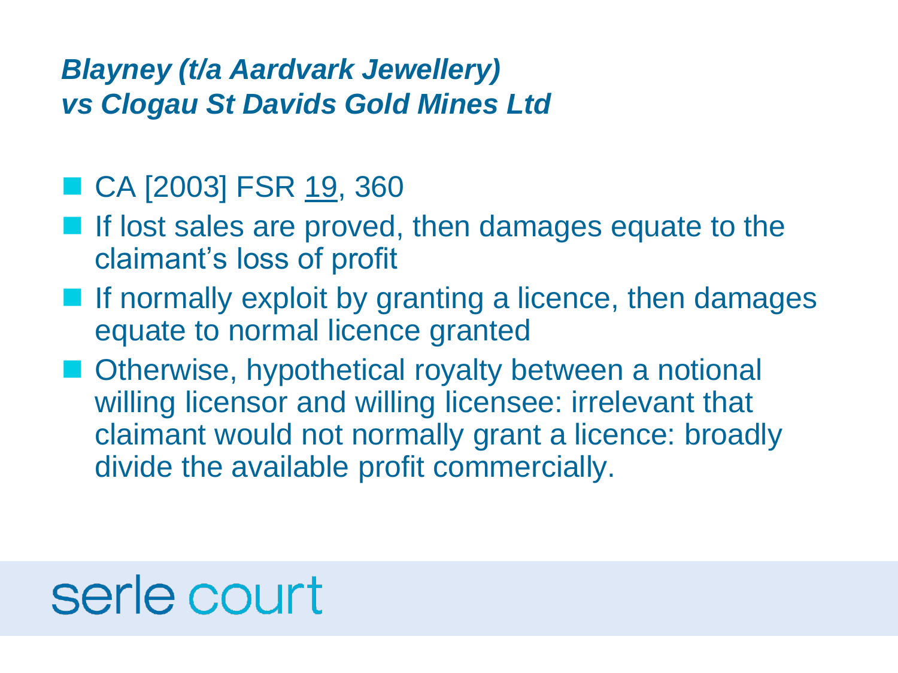## *Blayney (t/a Aardvark Jewellery) vs Clogau St Davids Gold Mines Ltd*

- CA [2003] FSR 19, 360
- If lost sales are proved, then damages equate to the claimant's loss of profit
- If normally exploit by granting a licence, then damages equate to normal licence granted
- Otherwise, hypothetical royalty between a notional willing licensor and willing licensee: irrelevant that claimant would not normally grant a licence: broadly divide the available profit commercially.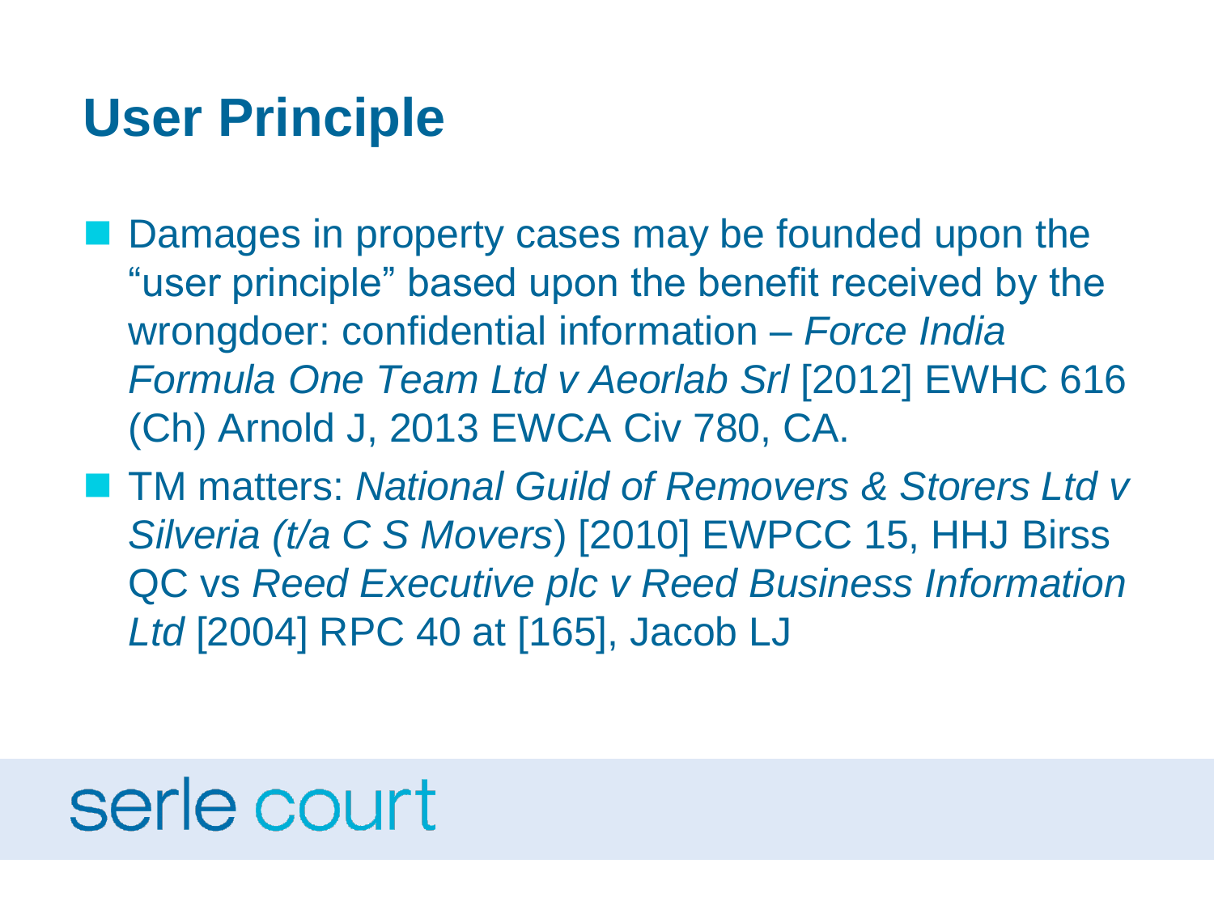# User Principle

- Damages in property cases may be founded upon the "user principle" based upon the benefit received by the wrongdoer: confidential information – *Force India Formula One Team Ltd v Aeorlab Srl* [2012] EWHC 616 (Ch) Arnold J, 2013 EWCA Civ 780, CA.
- TM matters: *National Guild of Removers & Storers Ltd v Silveria (t/a C S Movers*) [2010] EWPCC 15, HHJ Birss QC vs *Reed Executive plc v Reed Business Information Ltd* [2004] RPC 40 at [165], Jacob LJ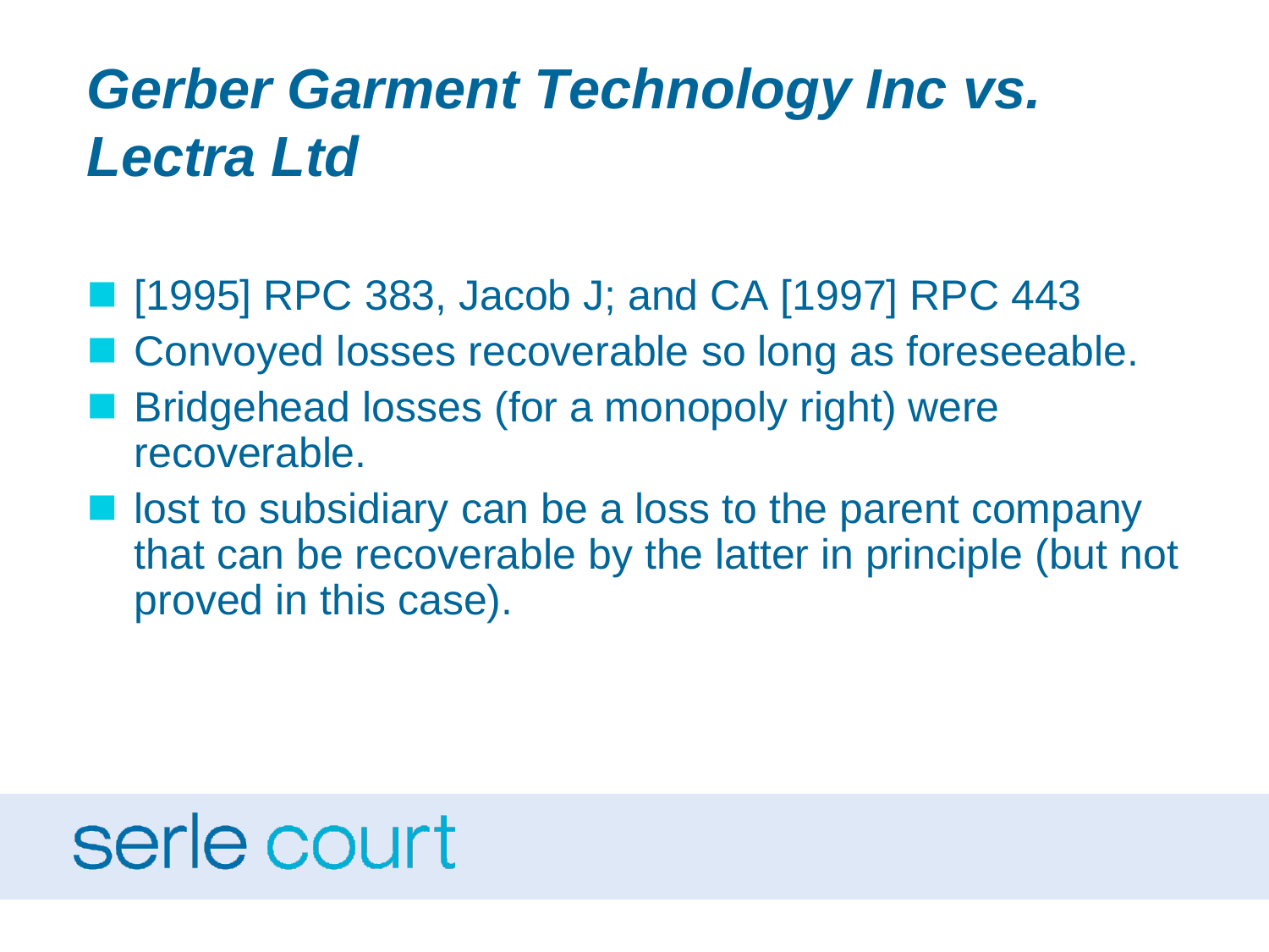# *Gerber Garment Technology Inc vs. Lectra Ltd*

- [1995] RPC 383, Jacob J; and CA [1997] RPC 443
- Convoyed losses recoverable so long as foreseeable.
- Bridgehead losses (for a monopoly right) were recoverable.
- lost to subsidiary can be a loss to the parent company that can be recoverable by the latter in principle (but not proved in this case).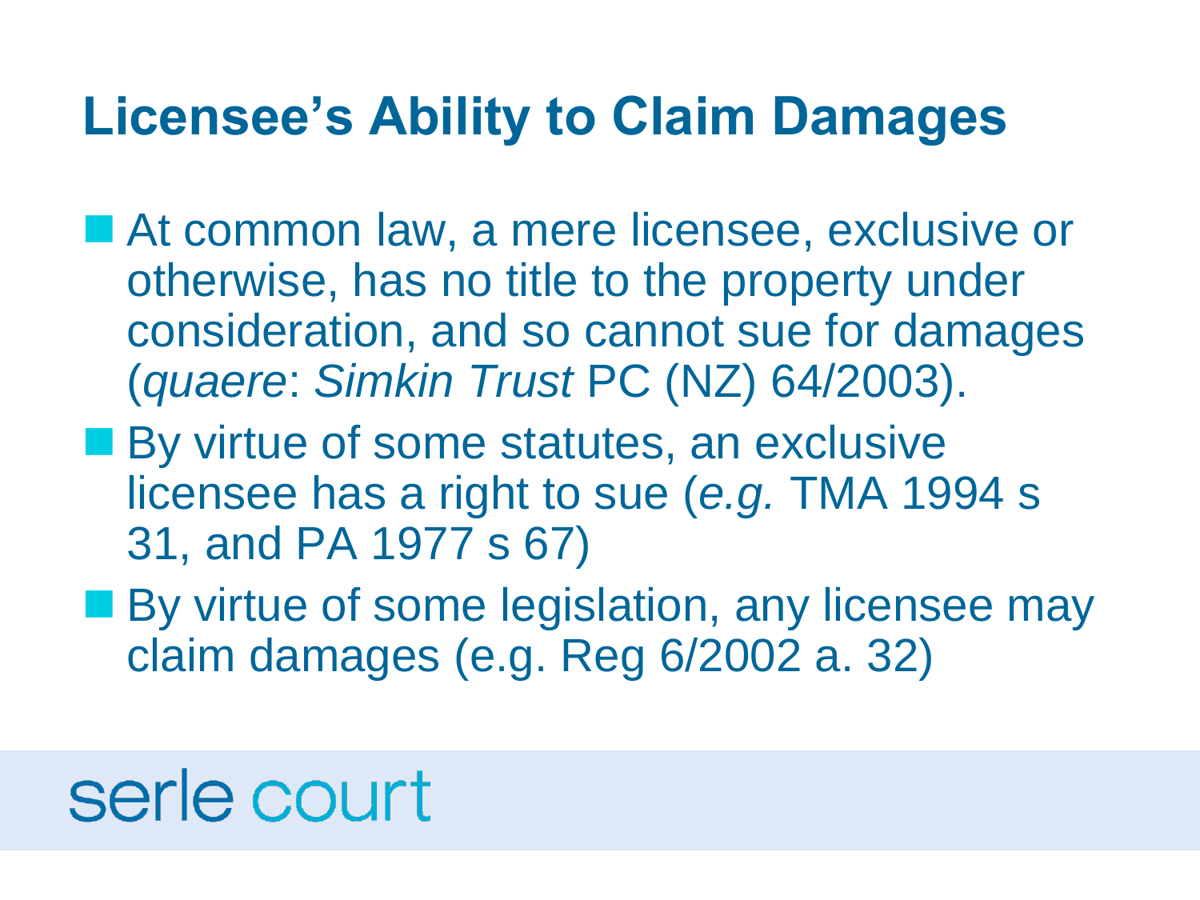# Licensee's Ability to Claim Damages

- At common law, a mere licensee, exclusive or otherwise, has no title to the property under consideration, and so cannot sue for damages (*quaere*: *Simkin Trust* PC (NZ) 64/2003).
- By virtue of some statutes, an exclusive licensee has a right to sue (*e.g.* TMA 1994 s 31, and PA 1977 s 67)
- By virtue of some legislation, any licensee may claim damages (e.g. Reg 6/2002 a. 32)

serle court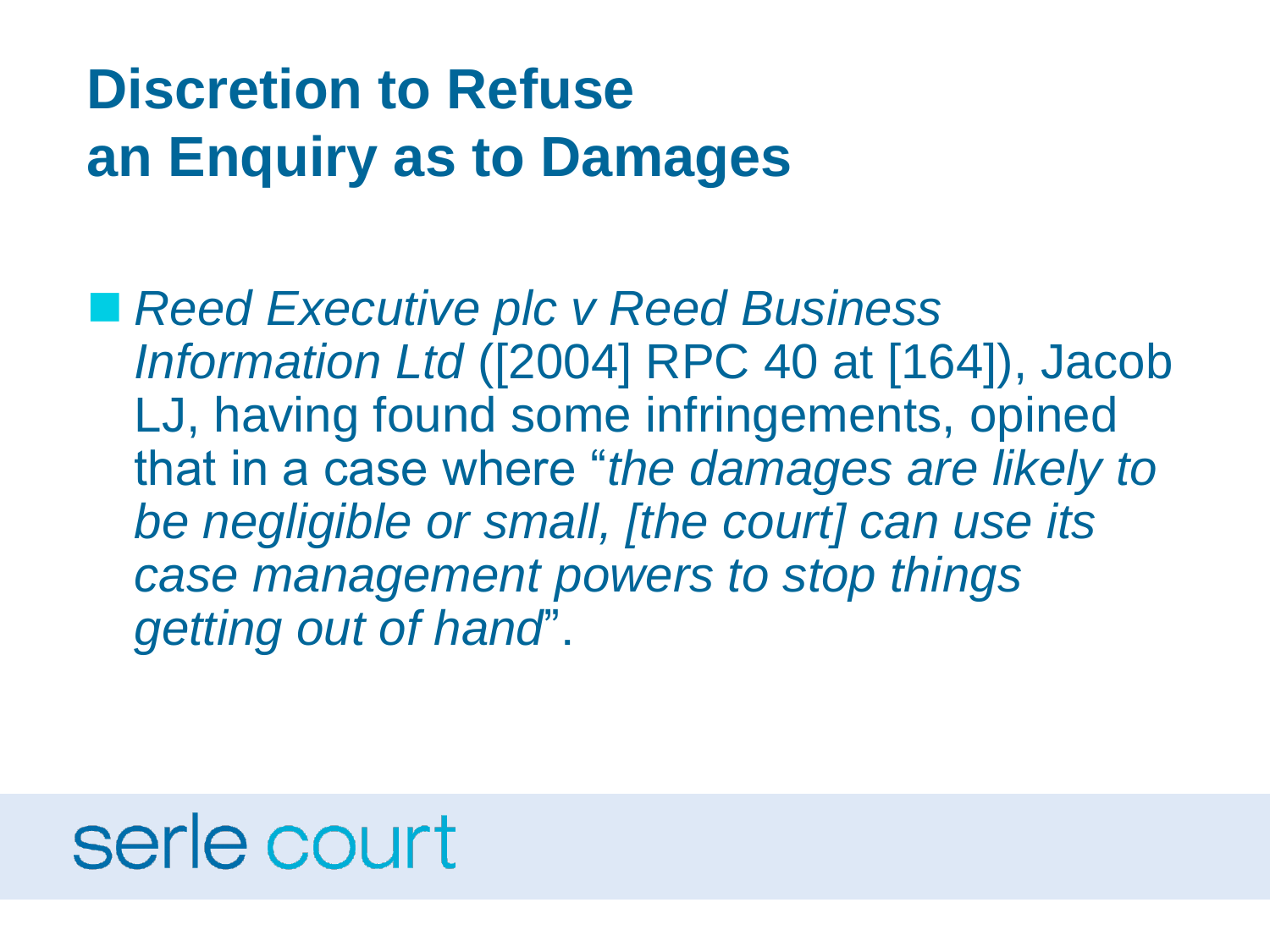# Discretion to Refuse an Enquiry as to Damages

- *Reed Executive plc v Reed Business Information Ltd* ([2004] RPC 40 at [164]), Jacob LJ, having found some infringements, opined that in a case where "*the damages are likely to be negligible or small, [the court] can use its case management powers to stop things getting out of hand*".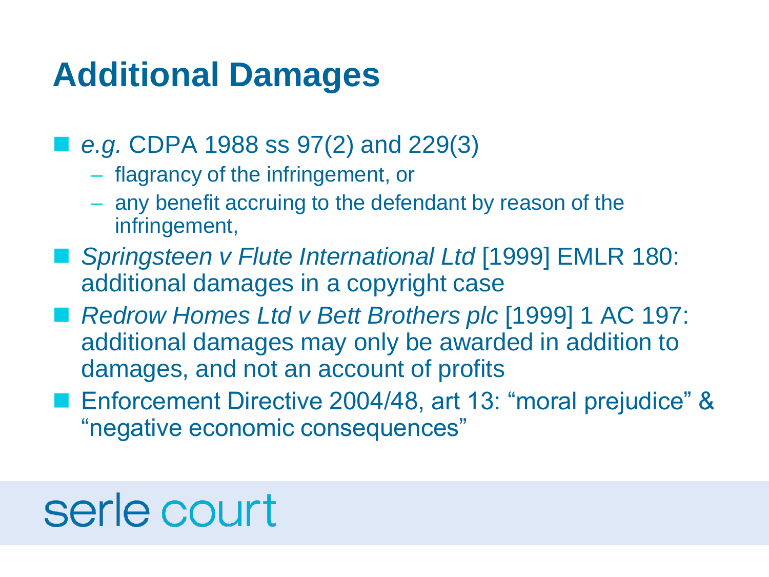# Additional Damages

- *e.g.* CDPA 1988 ss 97(2) and 229(3)
  - flagrancy of the infringement, or
  - any benefit accruing to the defendant by reason of the infringement,
- *Springsteen v Flute International Ltd* [1999] EMLR 180: additional damages in a copyright case
- *Redrow Homes Ltd v Bett Brothers plc* [1999] 1 AC 197: additional damages may only be awarded in addition to damages, and not an account of profits
- Enforcement Directive 2004/48, art 13: "moral prejudice" & "negative economic consequences"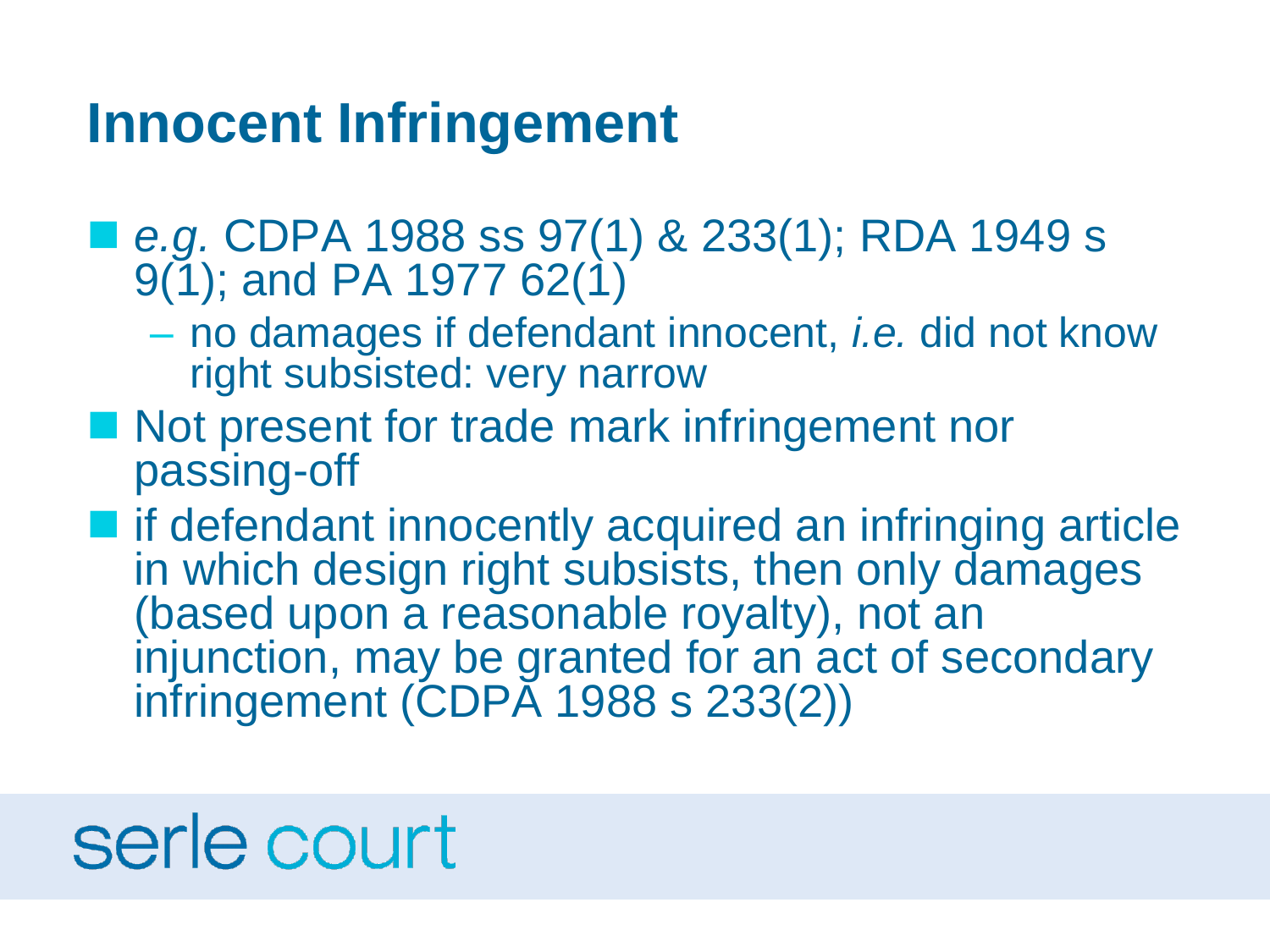# Innocent Infringement

- *e.g.* CDPA 1988 ss 97(1) & 233(1); RDA 1949 s 9(1); and PA 1977 62(1)
  - no damages if defendant innocent, *i.e.* did not know right subsisted: very narrow
- Not present for trade mark infringement nor passing-off
- if defendant innocently acquired an infringing article in which design right subsists, then only damages (based upon a reasonable royalty), not an injunction, may be granted for an act of secondary infringement (CDPA 1988 s 233(2))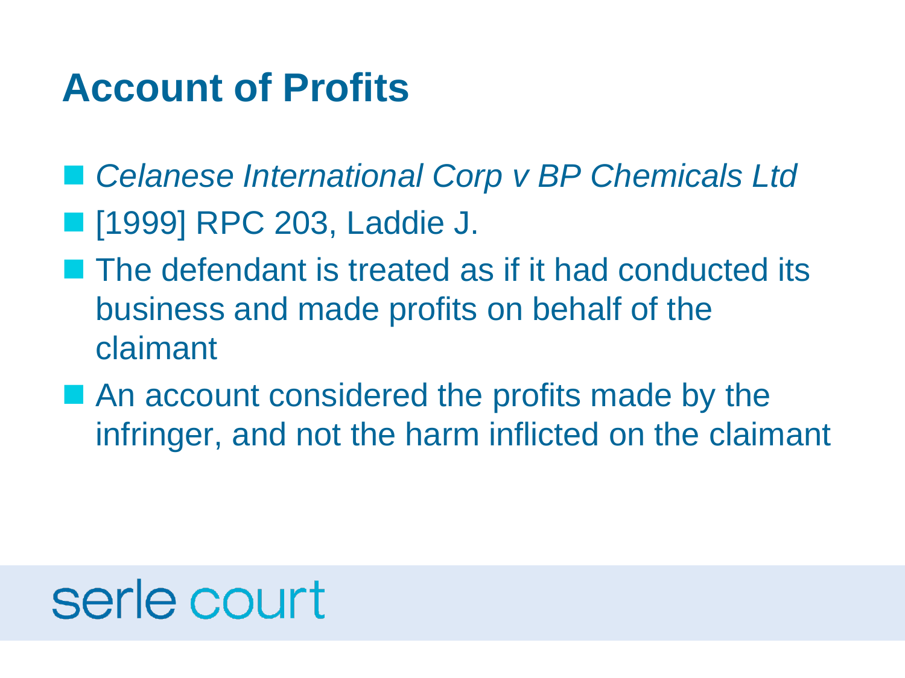# Account of Profits

- *Celanese International Corp v BP Chemicals Ltd*
- [1999] RPC 203, Laddie J.
- The defendant is treated as if it had conducted its business and made profits on behalf of the claimant
- An account considered the profits made by the infringer, and not the harm inflicted on the claimant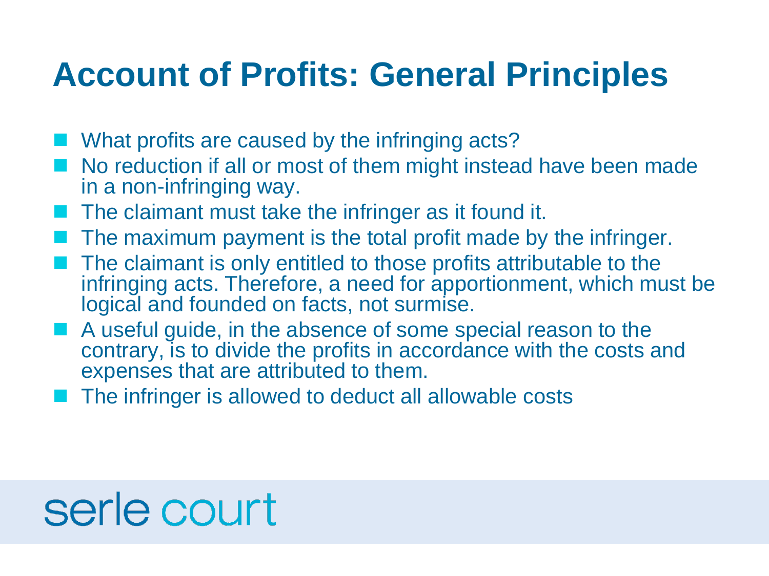# Account of Profits: General Principles

- What profits are caused by the infringing acts?
- No reduction if all or most of them might instead have been made in a non-infringing way.
- The claimant must take the infringer as it found it.
- The maximum payment is the total profit made by the infringer.
- The claimant is only entitled to those profits attributable to the infringing acts. Therefore, a need for apportionment, which must be logical and founded on facts, not surmise.
- A useful guide, in the absence of some special reason to the contrary, is to divide the profits in accordance with the costs and expenses that are attributed to them.
- The infringer is allowed to deduct all allowable costs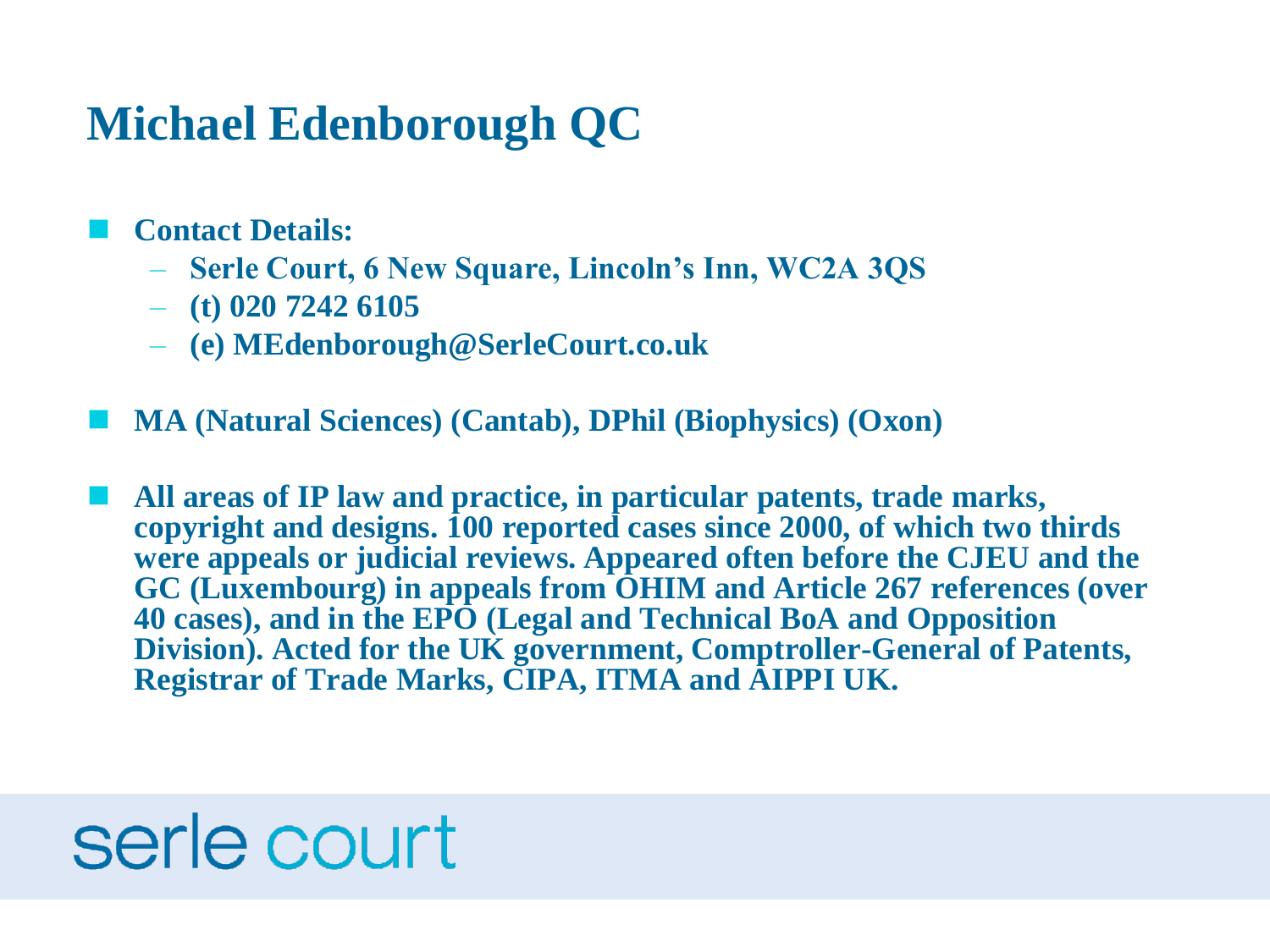# Michael Edenborough QC

- **Contact Details:**
  - **Serle Court, 6 New Square, Lincoln's Inn, WC2A 3QS**
  - **(t) 020 7242 6105**
  - **(e) MEdenborough@SerleCourt.co.uk**

- **MA (Natural Sciences) (Cantab), DPhil (Biophysics) (Oxon)**

- **All areas of IP law and practice, in particular patents, trade marks, copyright and designs. 100 reported cases since 2000, of which two thirds were appeals or judicial reviews. Appeared often before the CJEU and the GC (Luxembourg) in appeals from OHIM and Article 267 references (over 40 cases), and in the EPO (Legal and Technical BoA and Opposition Division). Acted for the UK government, Comptroller-General of Patents, Registrar of Trade Marks, CIPA, ITMA and AIPPI UK.**

serle court